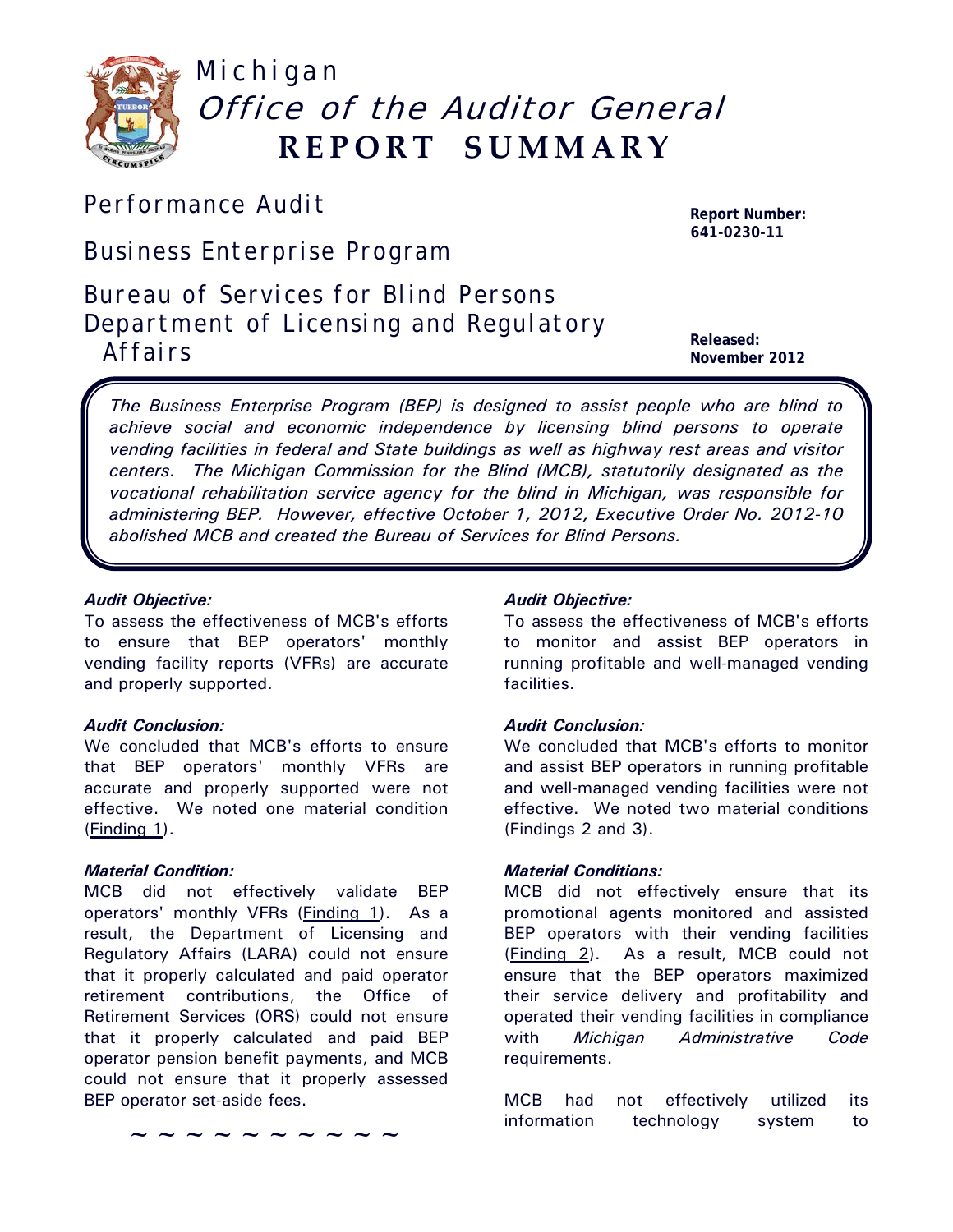# Michigan
## *Office of the Auditor General*
## REPORT SUMMARY

**Performance Audit**

**Business Enterprise Program**

**Bureau of Services for Blind Persons**
**Department of Licensing and Regulatory Affairs**

**Report Number:** 641-0230-11

**Released:** November 2012

*The Business Enterprise Program (BEP) is designed to assist people who are blind to achieve social and economic independence by licensing blind persons to operate vending facilities in federal and State buildings as well as highway rest areas and visitor centers. The Michigan Commission for the Blind (MCB), statutorily designated as the vocational rehabilitation service agency for the blind in Michigan, was responsible for administering BEP. However, effective October 1, 2012, Executive Order No. 2012-10 abolished MCB and created the Bureau of Services for Blind Persons.*

***Audit Objective:***
To assess the effectiveness of MCB's efforts to ensure that BEP operators' monthly vending facility reports (VFRs) are accurate and properly supported.

***Audit Conclusion:***
We concluded that MCB's efforts to ensure that BEP operators' monthly VFRs are accurate and properly supported were not effective. We noted one material condition (Finding 1).

***Material Condition:***
MCB did not effectively validate BEP operators' monthly VFRs (Finding 1). As a result, the Department of Licensing and Regulatory Affairs (LARA) could not ensure that it properly calculated and paid operator retirement contributions, the Office of Retirement Services (ORS) could not ensure that it properly calculated and paid BEP operator pension benefit payments, and MCB could not ensure that it properly assessed BEP operator set-aside fees.

~ ~ ~ ~ ~ ~ ~ ~ ~ ~

***Audit Objective:***
To assess the effectiveness of MCB's efforts to monitor and assist BEP operators in running profitable and well-managed vending facilities.

***Audit Conclusion:***
We concluded that MCB's efforts to monitor and assist BEP operators in running profitable and well-managed vending facilities were not effective. We noted two material conditions (Findings 2 and 3).

***Material Conditions:***
MCB did not effectively ensure that its promotional agents monitored and assisted BEP operators with their vending facilities (Finding 2). As a result, MCB could not ensure that the BEP operators maximized their service delivery and profitability and operated their vending facilities in compliance with *Michigan Administrative Code* requirements.

MCB had not effectively utilized its information technology system to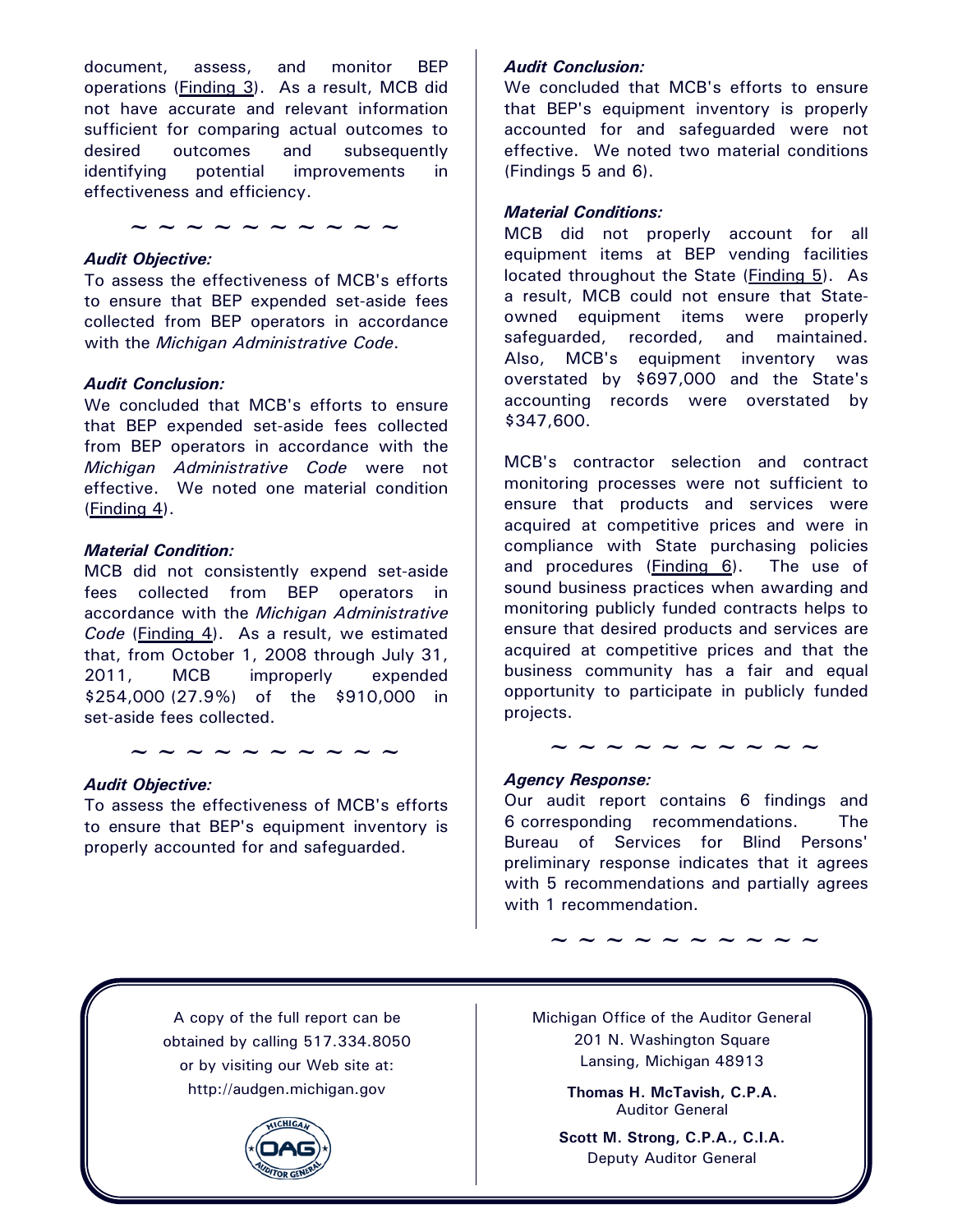document, assess, and monitor BEP operations (Finding 3). As a result, MCB did not have accurate and relevant information sufficient for comparing actual outcomes to desired outcomes and subsequently identifying potential improvements in effectiveness and efficiency.

~ ~ ~ ~ ~ ~ ~ ~ ~ ~

***Audit Objective:***
To assess the effectiveness of MCB's efforts to ensure that BEP expended set-aside fees collected from BEP operators in accordance with the *Michigan Administrative Code*.

***Audit Conclusion:***
We concluded that MCB's efforts to ensure that BEP expended set-aside fees collected from BEP operators in accordance with the *Michigan Administrative Code* were not effective. We noted one material condition (Finding 4).

***Material Condition:***
MCB did not consistently expend set-aside fees collected from BEP operators in accordance with the *Michigan Administrative Code* (Finding 4). As a result, we estimated that, from October 1, 2008 through July 31, 2011, MCB improperly expended $254,000 (27.9%) of the $910,000 in set-aside fees collected.

~ ~ ~ ~ ~ ~ ~ ~ ~ ~

***Audit Objective:***
To assess the effectiveness of MCB's efforts to ensure that BEP's equipment inventory is properly accounted for and safeguarded.

***Audit Conclusion:***
We concluded that MCB's efforts to ensure that BEP's equipment inventory is properly accounted for and safeguarded were not effective. We noted two material conditions (Findings 5 and 6).

***Material Conditions:***
MCB did not properly account for all equipment items at BEP vending facilities located throughout the State (Finding 5). As a result, MCB could not ensure that State-owned equipment items were properly safeguarded, recorded, and maintained. Also, MCB's equipment inventory was overstated by $697,000 and the State's accounting records were overstated by $347,600.

MCB's contractor selection and contract monitoring processes were not sufficient to ensure that products and services were acquired at competitive prices and were in compliance with State purchasing policies and procedures (Finding 6). The use of sound business practices when awarding and monitoring publicly funded contracts helps to ensure that desired products and services are acquired at competitive prices and that the business community has a fair and equal opportunity to participate in publicly funded projects.

~ ~ ~ ~ ~ ~ ~ ~ ~ ~

***Agency Response:***
Our audit report contains 6 findings and 6 corresponding recommendations. The Bureau of Services for Blind Persons' preliminary response indicates that it agrees with 5 recommendations and partially agrees with 1 recommendation.

~ ~ ~ ~ ~ ~ ~ ~ ~ ~

A copy of the full report can be obtained by calling 517.334.8050 or by visiting our Web site at:
http://audgen.michigan.gov

Michigan Office of the Auditor General
201 N. Washington Square
Lansing, Michigan 48913

**Thomas H. McTavish, C.P.A.**
Auditor General

**Scott M. Strong, C.P.A., C.I.A.**
Deputy Auditor General